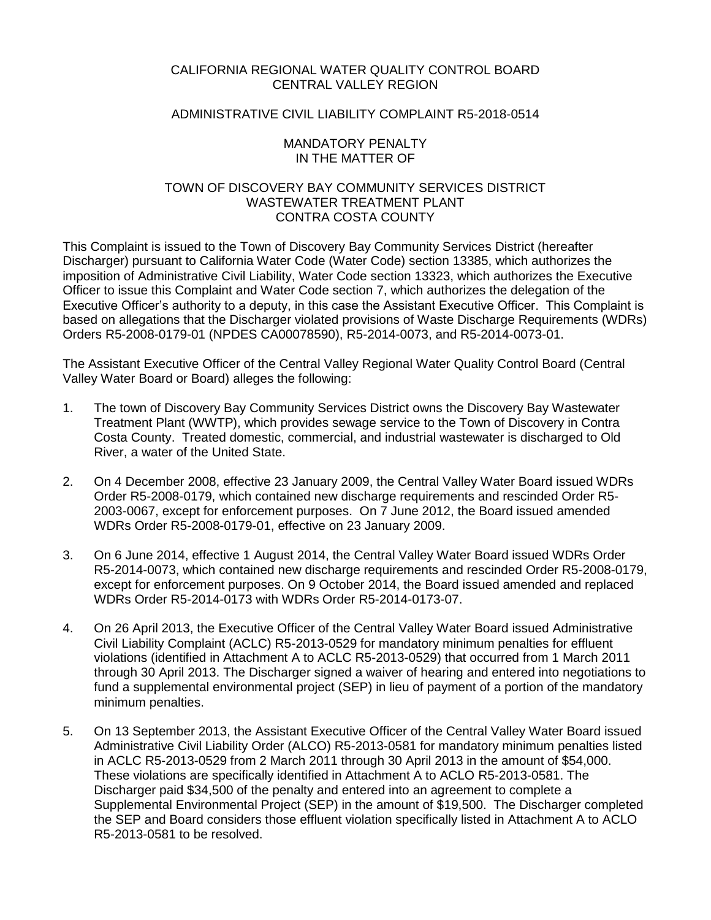CALIFORNIA REGIONAL WATER QUALITY CONTROL BOARD
CENTRAL VALLEY REGION

ADMINISTRATIVE CIVIL LIABILITY COMPLAINT R5-2018-0514

MANDATORY PENALTY
IN THE MATTER OF

TOWN OF DISCOVERY BAY COMMUNITY SERVICES DISTRICT
WASTEWATER TREATMENT PLANT
CONTRA COSTA COUNTY

This Complaint is issued to the Town of Discovery Bay Community Services District (hereafter Discharger) pursuant to California Water Code (Water Code) section 13385, which authorizes the imposition of Administrative Civil Liability, Water Code section 13323, which authorizes the Executive Officer to issue this Complaint and Water Code section 7, which authorizes the delegation of the Executive Officer's authority to a deputy, in this case the Assistant Executive Officer. This Complaint is based on allegations that the Discharger violated provisions of Waste Discharge Requirements (WDRs) Orders R5-2008-0179-01 (NPDES CA00078590), R5-2014-0073, and R5-2014-0073-01.

The Assistant Executive Officer of the Central Valley Regional Water Quality Control Board (Central Valley Water Board or Board) alleges the following:

1. The town of Discovery Bay Community Services District owns the Discovery Bay Wastewater Treatment Plant (WWTP), which provides sewage service to the Town of Discovery in Contra Costa County. Treated domestic, commercial, and industrial wastewater is discharged to Old River, a water of the United State.

2. On 4 December 2008, effective 23 January 2009, the Central Valley Water Board issued WDRs Order R5-2008-0179, which contained new discharge requirements and rescinded Order R5-2003-0067, except for enforcement purposes. On 7 June 2012, the Board issued amended WDRs Order R5-2008-0179-01, effective on 23 January 2009.

3. On 6 June 2014, effective 1 August 2014, the Central Valley Water Board issued WDRs Order R5-2014-0073, which contained new discharge requirements and rescinded Order R5-2008-0179, except for enforcement purposes. On 9 October 2014, the Board issued amended and replaced WDRs Order R5-2014-0173 with WDRs Order R5-2014-0173-07.

4. On 26 April 2013, the Executive Officer of the Central Valley Water Board issued Administrative Civil Liability Complaint (ACLC) R5-2013-0529 for mandatory minimum penalties for effluent violations (identified in Attachment A to ACLC R5-2013-0529) that occurred from 1 March 2011 through 30 April 2013. The Discharger signed a waiver of hearing and entered into negotiations to fund a supplemental environmental project (SEP) in lieu of payment of a portion of the mandatory minimum penalties.

5. On 13 September 2013, the Assistant Executive Officer of the Central Valley Water Board issued Administrative Civil Liability Order (ALCO) R5-2013-0581 for mandatory minimum penalties listed in ACLC R5-2013-0529 from 2 March 2011 through 30 April 2013 in the amount of $54,000. These violations are specifically identified in Attachment A to ACLO R5-2013-0581. The Discharger paid $34,500 of the penalty and entered into an agreement to complete a Supplemental Environmental Project (SEP) in the amount of $19,500. The Discharger completed the SEP and Board considers those effluent violation specifically listed in Attachment A to ACLO R5-2013-0581 to be resolved.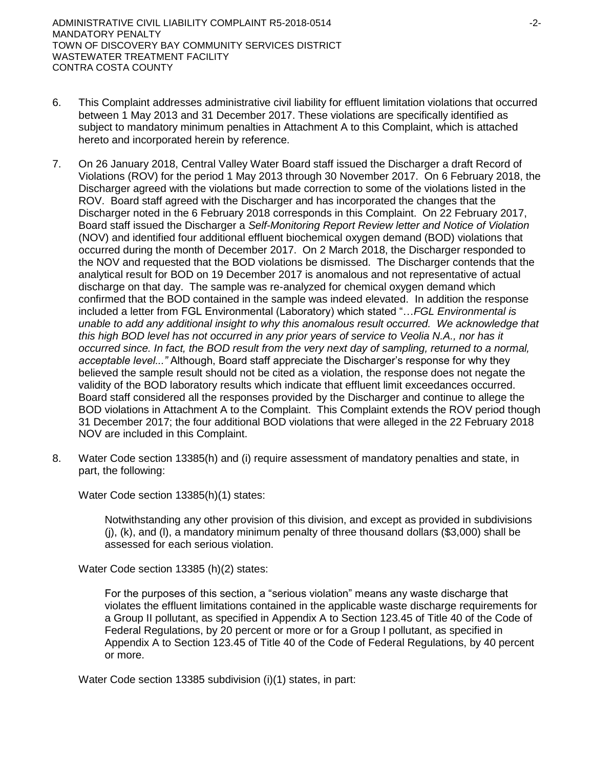6. This Complaint addresses administrative civil liability for effluent limitation violations that occurred between 1 May 2013 and 31 December 2017. These violations are specifically identified as subject to mandatory minimum penalties in Attachment A to this Complaint, which is attached hereto and incorporated herein by reference.

7. On 26 January 2018, Central Valley Water Board staff issued the Discharger a draft Record of Violations (ROV) for the period 1 May 2013 through 30 November 2017. On 6 February 2018, the Discharger agreed with the violations but made correction to some of the violations listed in the ROV. Board staff agreed with the Discharger and has incorporated the changes that the Discharger noted in the 6 February 2018 corresponds in this Complaint. On 22 February 2017, Board staff issued the Discharger a *Self-Monitoring Report Review letter and Notice of Violation* (NOV) and identified four additional effluent biochemical oxygen demand (BOD) violations that occurred during the month of December 2017. On 2 March 2018, the Discharger responded to the NOV and requested that the BOD violations be dismissed. The Discharger contends that the analytical result for BOD on 19 December 2017 is anomalous and not representative of actual discharge on that day. The sample was re-analyzed for chemical oxygen demand which confirmed that the BOD contained in the sample was indeed elevated. In addition the response included a letter from FGL Environmental (Laboratory) which stated "…*FGL Environmental is unable to add any additional insight to why this anomalous result occurred. We acknowledge that this high BOD level has not occurred in any prior years of service to Veolia N.A., nor has it occurred since. In fact, the BOD result from the very next day of sampling, returned to a normal, acceptable level..."* Although, Board staff appreciate the Discharger's response for why they believed the sample result should not be cited as a violation, the response does not negate the validity of the BOD laboratory results which indicate that effluent limit exceedances occurred. Board staff considered all the responses provided by the Discharger and continue to allege the BOD violations in Attachment A to the Complaint. This Complaint extends the ROV period though 31 December 2017; the four additional BOD violations that were alleged in the 22 February 2018 NOV are included in this Complaint.

8. Water Code section 13385(h) and (i) require assessment of mandatory penalties and state, in part, the following:

   Water Code section 13385(h)(1) states:

   > Notwithstanding any other provision of this division, and except as provided in subdivisions (j), (k), and (l), a mandatory minimum penalty of three thousand dollars ($3,000) shall be assessed for each serious violation.

   Water Code section 13385 (h)(2) states:

   > For the purposes of this section, a "serious violation" means any waste discharge that violates the effluent limitations contained in the applicable waste discharge requirements for a Group II pollutant, as specified in Appendix A to Section 123.45 of Title 40 of the Code of Federal Regulations, by 20 percent or more or for a Group I pollutant, as specified in Appendix A to Section 123.45 of Title 40 of the Code of Federal Regulations, by 40 percent or more.

   Water Code section 13385 subdivision (i)(1) states, in part: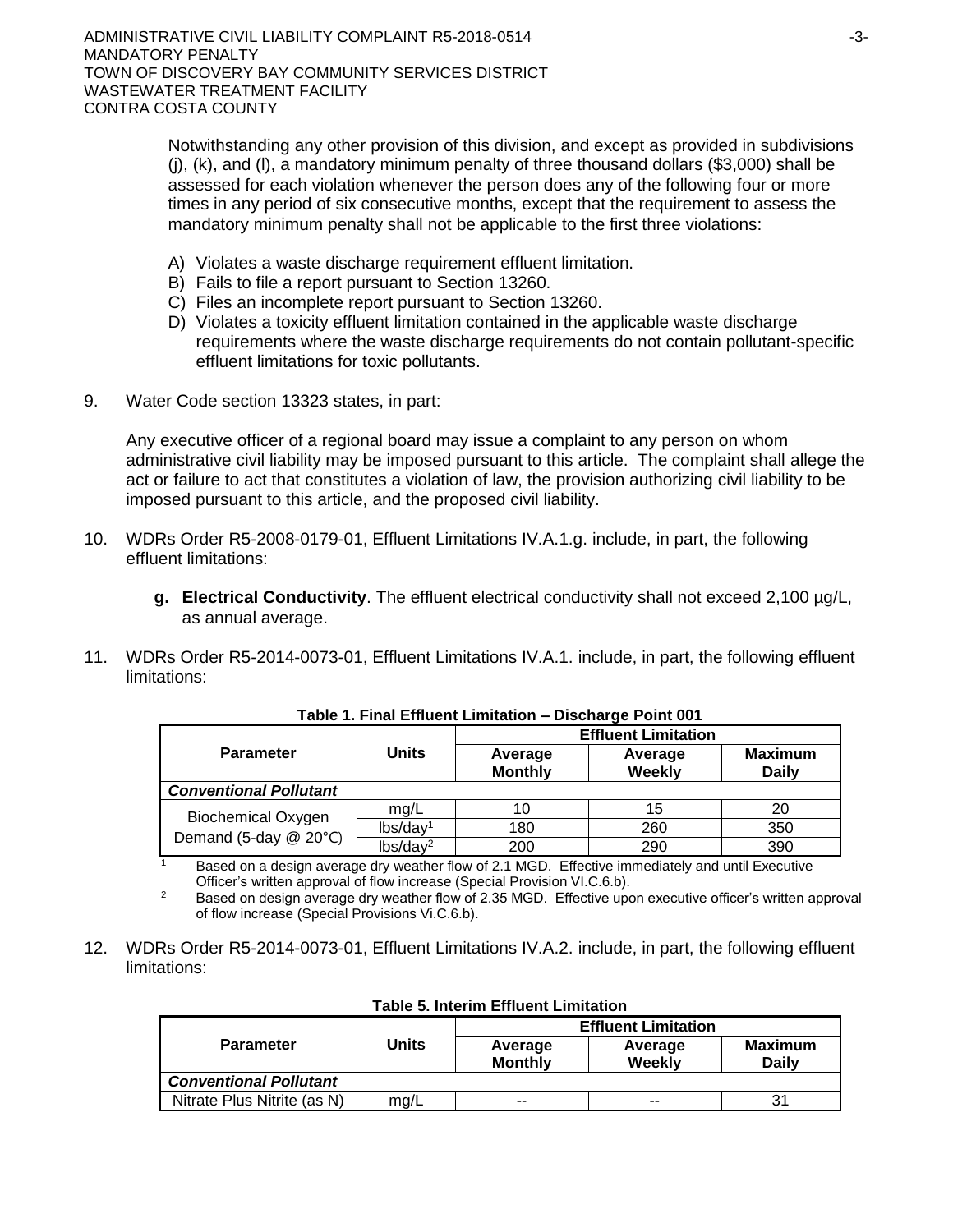Notwithstanding any other provision of this division, and except as provided in subdivisions (j), (k), and (l), a mandatory minimum penalty of three thousand dollars ($3,000) shall be assessed for each violation whenever the person does any of the following four or more times in any period of six consecutive months, except that the requirement to assess the mandatory minimum penalty shall not be applicable to the first three violations:

A) Violates a waste discharge requirement effluent limitation.
B) Fails to file a report pursuant to Section 13260.
C) Files an incomplete report pursuant to Section 13260.
D) Violates a toxicity effluent limitation contained in the applicable waste discharge requirements where the waste discharge requirements do not contain pollutant-specific effluent limitations for toxic pollutants.

9. Water Code section 13323 states, in part:

   Any executive officer of a regional board may issue a complaint to any person on whom administrative civil liability may be imposed pursuant to this article. The complaint shall allege the act or failure to act that constitutes a violation of law, the provision authorizing civil liability to be imposed pursuant to this article, and the proposed civil liability.

10. WDRs Order R5-2008-0179-01, Effluent Limitations IV.A.1.g. include, in part, the following effluent limitations:

    **g. Electrical Conductivity**. The effluent electrical conductivity shall not exceed 2,100 µg/L, as annual average.

11. WDRs Order R5-2014-0073-01, Effluent Limitations IV.A.1. include, in part, the following effluent limitations:

**Table 1. Final Effluent Limitation – Discharge Point 001**

| Parameter | Units | Effluent Limitation | | |
|---|---|---|---|---|
| | | Average Monthly | Average Weekly | Maximum Daily |
| ***Conventional Pollutant*** | | | | |
| Biochemical Oxygen Demand (5-day @ 20°C) | mg/L | 10 | 15 | 20 |
| | lbs/day[1] | 180 | 260 | 350 |
| | lbs/day[2] | 200 | 290 | 390 |

[1] Based on a design average dry weather flow of 2.1 MGD. Effective immediately and until Executive Officer's written approval of flow increase (Special Provision VI.C.6.b).

[2] Based on design average dry weather flow of 2.35 MGD. Effective upon executive officer's written approval of flow increase (Special Provisions Vi.C.6.b).

12. WDRs Order R5-2014-0073-01, Effluent Limitations IV.A.2. include, in part, the following effluent limitations:

**Table 5. Interim Effluent Limitation**

| Parameter | Units | Effluent Limitation | | |
|---|---|---|---|---|
| | | Average Monthly | Average Weekly | Maximum Daily |
| ***Conventional Pollutant*** | | | | |
| Nitrate Plus Nitrite (as N) | mg/L | -- | -- | 31 |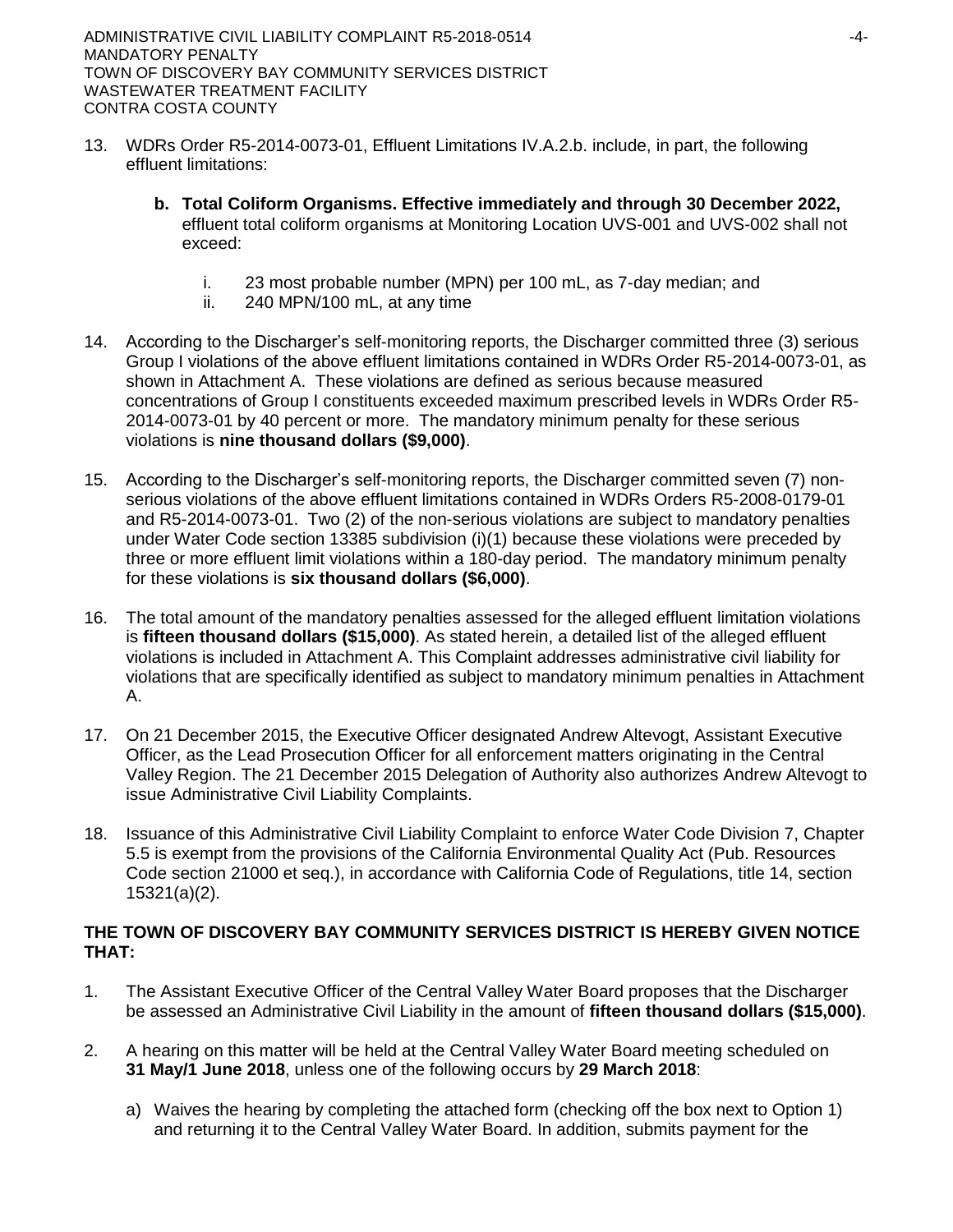13. WDRs Order R5-2014-0073-01, Effluent Limitations IV.A.2.b. include, in part, the following effluent limitations:

    **b. Total Coliform Organisms. Effective immediately and through 30 December 2022,** effluent total coliform organisms at Monitoring Location UVS-001 and UVS-002 shall not exceed:

    i. 23 most probable number (MPN) per 100 mL, as 7-day median; and
    ii. 240 MPN/100 mL, at any time

14. According to the Discharger's self-monitoring reports, the Discharger committed three (3) serious Group I violations of the above effluent limitations contained in WDRs Order R5-2014-0073-01, as shown in Attachment A. These violations are defined as serious because measured concentrations of Group I constituents exceeded maximum prescribed levels in WDRs Order R5-2014-0073-01 by 40 percent or more. The mandatory minimum penalty for these serious violations is **nine thousand dollars ($9,000)**.

15. According to the Discharger's self-monitoring reports, the Discharger committed seven (7) non-serious violations of the above effluent limitations contained in WDRs Orders R5-2008-0179-01 and R5-2014-0073-01. Two (2) of the non-serious violations are subject to mandatory penalties under Water Code section 13385 subdivision (i)(1) because these violations were preceded by three or more effluent limit violations within a 180-day period. The mandatory minimum penalty for these violations is **six thousand dollars ($6,000)**.

16. The total amount of the mandatory penalties assessed for the alleged effluent limitation violations is **fifteen thousand dollars ($15,000)**. As stated herein, a detailed list of the alleged effluent violations is included in Attachment A. This Complaint addresses administrative civil liability for violations that are specifically identified as subject to mandatory minimum penalties in Attachment A.

17. On 21 December 2015, the Executive Officer designated Andrew Altevogt, Assistant Executive Officer, as the Lead Prosecution Officer for all enforcement matters originating in the Central Valley Region. The 21 December 2015 Delegation of Authority also authorizes Andrew Altevogt to issue Administrative Civil Liability Complaints.

18. Issuance of this Administrative Civil Liability Complaint to enforce Water Code Division 7, Chapter 5.5 is exempt from the provisions of the California Environmental Quality Act (Pub. Resources Code section 21000 et seq.), in accordance with California Code of Regulations, title 14, section 15321(a)(2).

**THE TOWN OF DISCOVERY BAY COMMUNITY SERVICES DISTRICT IS HEREBY GIVEN NOTICE THAT:**

1. The Assistant Executive Officer of the Central Valley Water Board proposes that the Discharger be assessed an Administrative Civil Liability in the amount of **fifteen thousand dollars ($15,000)**.

2. A hearing on this matter will be held at the Central Valley Water Board meeting scheduled on **31 May/1 June 2018**, unless one of the following occurs by **29 March 2018**:

    a) Waives the hearing by completing the attached form (checking off the box next to Option 1) and returning it to the Central Valley Water Board. In addition, submits payment for the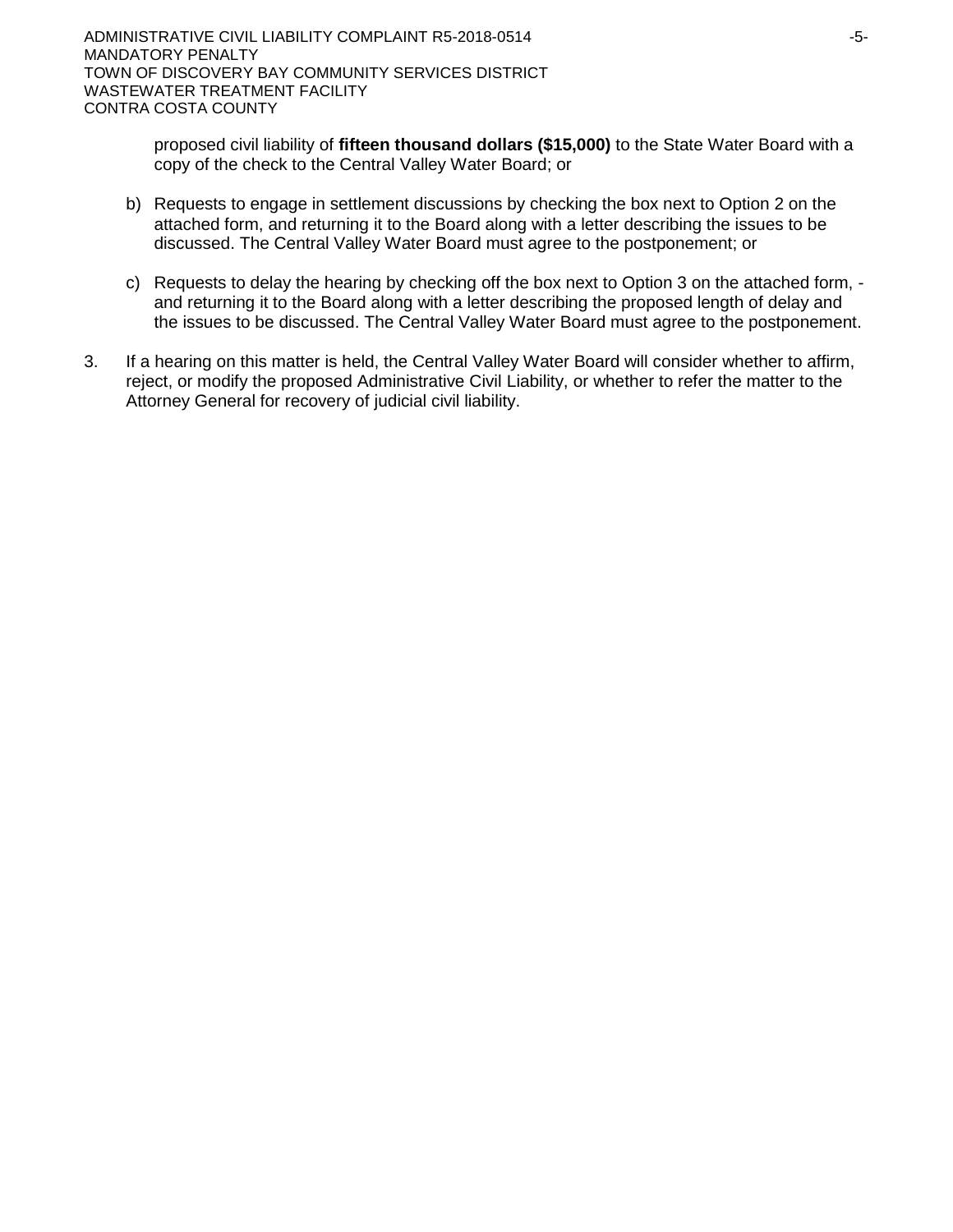proposed civil liability of **fifteen thousand dollars ($15,000)** to the State Water Board with a copy of the check to the Central Valley Water Board; or

b) Requests to engage in settlement discussions by checking the box next to Option 2 on the attached form, and returning it to the Board along with a letter describing the issues to be discussed. The Central Valley Water Board must agree to the postponement; or

c) Requests to delay the hearing by checking off the box next to Option 3 on the attached form, - and returning it to the Board along with a letter describing the proposed length of delay and the issues to be discussed. The Central Valley Water Board must agree to the postponement.

3. If a hearing on this matter is held, the Central Valley Water Board will consider whether to affirm, reject, or modify the proposed Administrative Civil Liability, or whether to refer the matter to the Attorney General for recovery of judicial civil liability.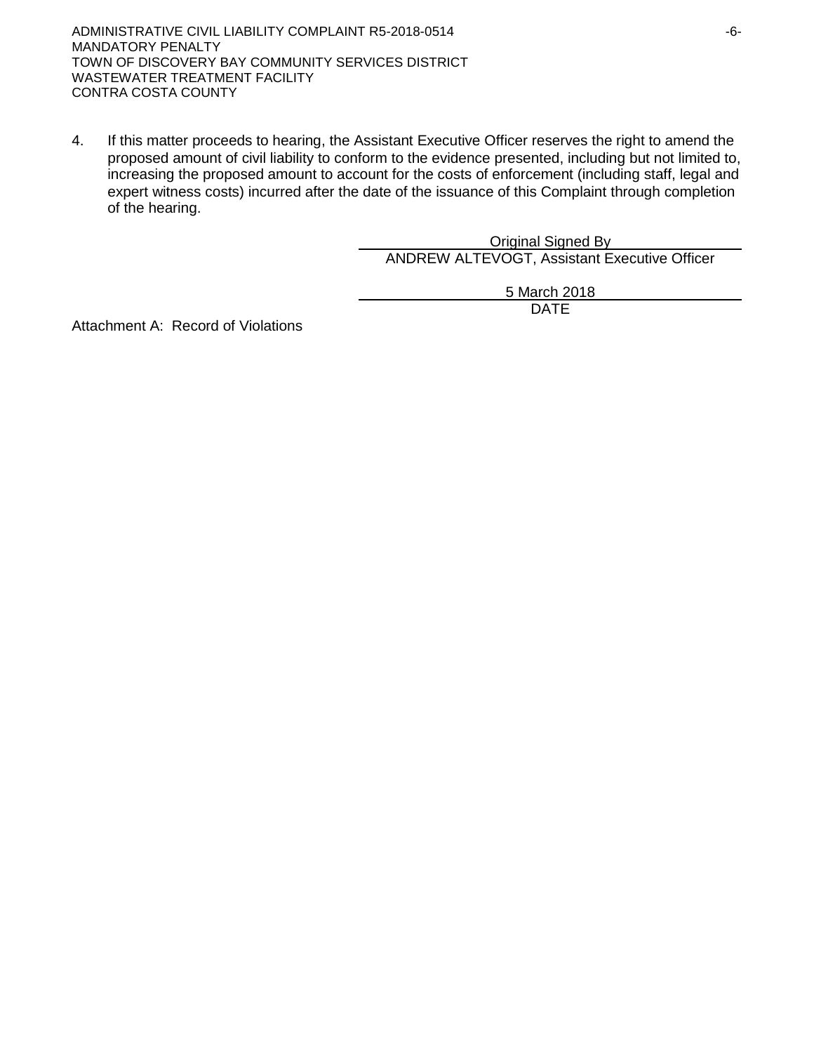4. If this matter proceeds to hearing, the Assistant Executive Officer reserves the right to amend the proposed amount of civil liability to conform to the evidence presented, including but not limited to, increasing the proposed amount to account for the costs of enforcement (including staff, legal and expert witness costs) incurred after the date of the issuance of this Complaint through completion of the hearing.

Original Signed By
ANDREW ALTEVOGT, Assistant Executive Officer

5 March 2018
DATE

Attachment A: Record of Violations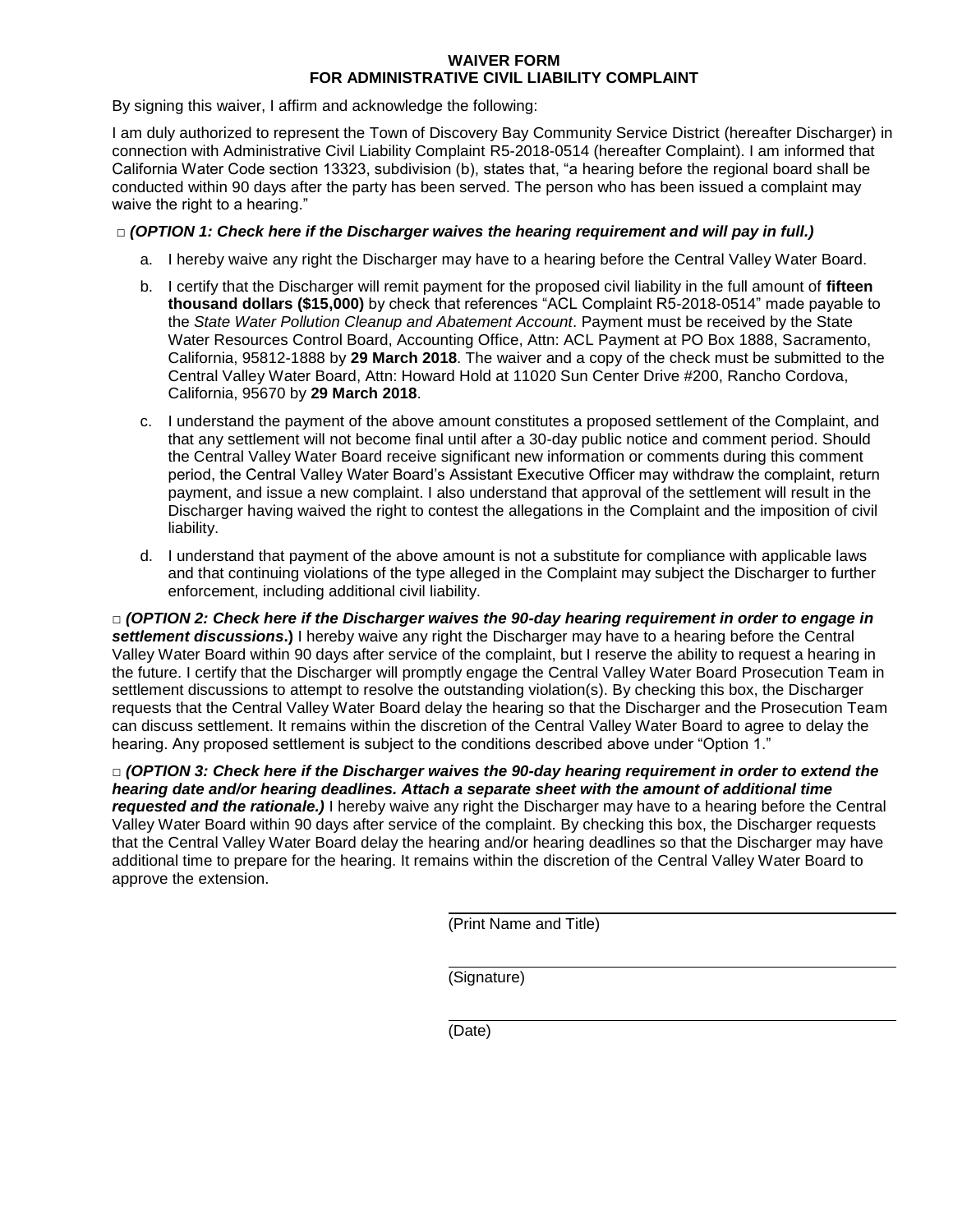# WAIVER FORM
# FOR ADMINISTRATIVE CIVIL LIABILITY COMPLAINT

By signing this waiver, I affirm and acknowledge the following:

I am duly authorized to represent the Town of Discovery Bay Community Service District (hereafter Discharger) in connection with Administrative Civil Liability Complaint R5-2018-0514 (hereafter Complaint). I am informed that California Water Code section 13323, subdivision (b), states that, "a hearing before the regional board shall be conducted within 90 days after the party has been served. The person who has been issued a complaint may waive the right to a hearing."

□ ***(OPTION 1: Check here if the Discharger waives the hearing requirement and will pay in full.)***

a. I hereby waive any right the Discharger may have to a hearing before the Central Valley Water Board.

b. I certify that the Discharger will remit payment for the proposed civil liability in the full amount of **fifteen thousand dollars ($15,000)** by check that references "ACL Complaint R5-2018-0514" made payable to the *State Water Pollution Cleanup and Abatement Account*. Payment must be received by the State Water Resources Control Board, Accounting Office, Attn: ACL Payment at PO Box 1888, Sacramento, California, 95812-1888 by **29 March 2018**. The waiver and a copy of the check must be submitted to the Central Valley Water Board, Attn: Howard Hold at 11020 Sun Center Drive #200, Rancho Cordova, California, 95670 by **29 March 2018**.

c. I understand the payment of the above amount constitutes a proposed settlement of the Complaint, and that any settlement will not become final until after a 30-day public notice and comment period. Should the Central Valley Water Board receive significant new information or comments during this comment period, the Central Valley Water Board's Assistant Executive Officer may withdraw the complaint, return payment, and issue a new complaint. I also understand that approval of the settlement will result in the Discharger having waived the right to contest the allegations in the Complaint and the imposition of civil liability.

d. I understand that payment of the above amount is not a substitute for compliance with applicable laws and that continuing violations of the type alleged in the Complaint may subject the Discharger to further enforcement, including additional civil liability.

□ ***(OPTION 2: Check here if the Discharger waives the 90-day hearing requirement in order to engage in settlement discussions*.)** I hereby waive any right the Discharger may have to a hearing before the Central Valley Water Board within 90 days after service of the complaint, but I reserve the ability to request a hearing in the future. I certify that the Discharger will promptly engage the Central Valley Water Board Prosecution Team in settlement discussions to attempt to resolve the outstanding violation(s). By checking this box, the Discharger requests that the Central Valley Water Board delay the hearing so that the Discharger and the Prosecution Team can discuss settlement. It remains within the discretion of the Central Valley Water Board to agree to delay the hearing. Any proposed settlement is subject to the conditions described above under "Option 1."

□ ***(OPTION 3: Check here if the Discharger waives the 90-day hearing requirement in order to extend the hearing date and/or hearing deadlines. Attach a separate sheet with the amount of additional time requested and the rationale.)*** I hereby waive any right the Discharger may have to a hearing before the Central Valley Water Board within 90 days after service of the complaint. By checking this box, the Discharger requests that the Central Valley Water Board delay the hearing and/or hearing deadlines so that the Discharger may have additional time to prepare for the hearing. It remains within the discretion of the Central Valley Water Board to approve the extension.

_______________________________
(Print Name and Title)

_______________________________
(Signature)

_______________________________
(Date)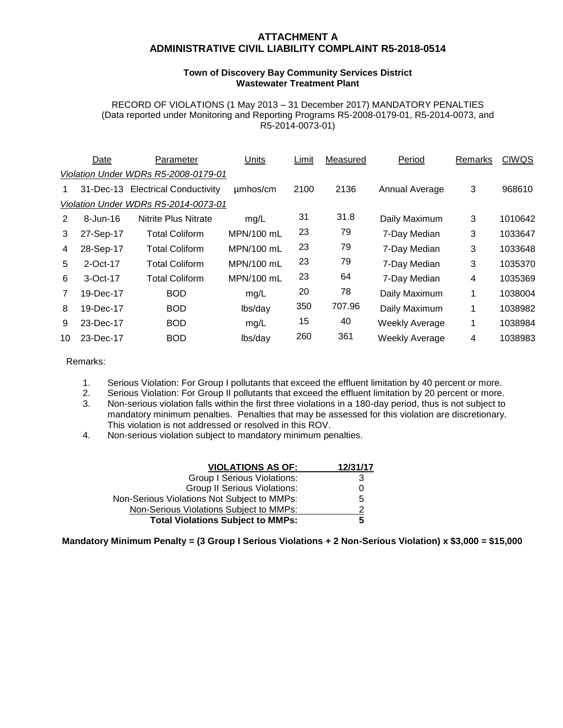# ATTACHMENT A
# ADMINISTRATIVE CIVIL LIABILITY COMPLAINT R5-2018-0514

### Town of Discovery Bay Community Services District
### Wastewater Treatment Plant

RECORD OF VIOLATIONS (1 May 2013 – 31 December 2017) MANDATORY PENALTIES
(Data reported under Monitoring and Reporting Programs R5-2008-0179-01, R5-2014-0073, and R5-2014-0073-01)

| | Date | Parameter | Units | Limit | Measured | Period | Remarks | CIWQS |
|---|---|---|---|---|---|---|---|---|
| *Violation Under WDRs R5-2008-0179-01* | | | | | | | | |
| 1 | 31-Dec-13 | Electrical Conductivity | µmhos/cm | 2100 | 2136 | Annual Average | 3 | 968610 |
| *Violation Under WDRs R5-2014-0073-01* | | | | | | | | |
| 2 | 8-Jun-16 | Nitrite Plus Nitrate | mg/L | 31 | 31.8 | Daily Maximum | 3 | 1010642 |
| 3 | 27-Sep-17 | Total Coliform | MPN/100 mL | 23 | 79 | 7-Day Median | 3 | 1033647 |
| 4 | 28-Sep-17 | Total Coliform | MPN/100 mL | 23 | 79 | 7-Day Median | 3 | 1033648 |
| 5 | 2-Oct-17 | Total Coliform | MPN/100 mL | 23 | 79 | 7-Day Median | 3 | 1035370 |
| 6 | 3-Oct-17 | Total Coliform | MPN/100 mL | 23 | 64 | 7-Day Median | 4 | 1035369 |
| 7 | 19-Dec-17 | BOD | mg/L | 20 | 78 | Daily Maximum | 1 | 1038004 |
| 8 | 19-Dec-17 | BOD | lbs/day | 350 | 707.96 | Daily Maximum | 1 | 1038982 |
| 9 | 23-Dec-17 | BOD | mg/L | 15 | 40 | Weekly Average | 1 | 1038984 |
| 10 | 23-Dec-17 | BOD | lbs/day | 260 | 361 | Weekly Average | 4 | 1038983 |

Remarks:

1. Serious Violation: For Group I pollutants that exceed the effluent limitation by 40 percent or more.
2. Serious Violation: For Group II pollutants that exceed the effluent limitation by 20 percent or more.
3. Non-serious violation falls within the first three violations in a 180-day period, thus is not subject to mandatory minimum penalties. Penalties that may be assessed for this violation are discretionary. This violation is not addressed or resolved in this ROV.
4. Non-serious violation subject to mandatory minimum penalties.

| VIOLATIONS AS OF: | 12/31/17 |
|---|---|
| Group I Serious Violations: | 3 |
| Group II Serious Violations: | 0 |
| Non-Serious Violations Not Subject to MMPs: | 5 |
| Non-Serious Violations Subject to MMPs: | 2 |
| **Total Violations Subject to MMPs:** | **5** |

**Mandatory Minimum Penalty = (3 Group I Serious Violations + 2 Non-Serious Violation) x $3,000 = $15,000**